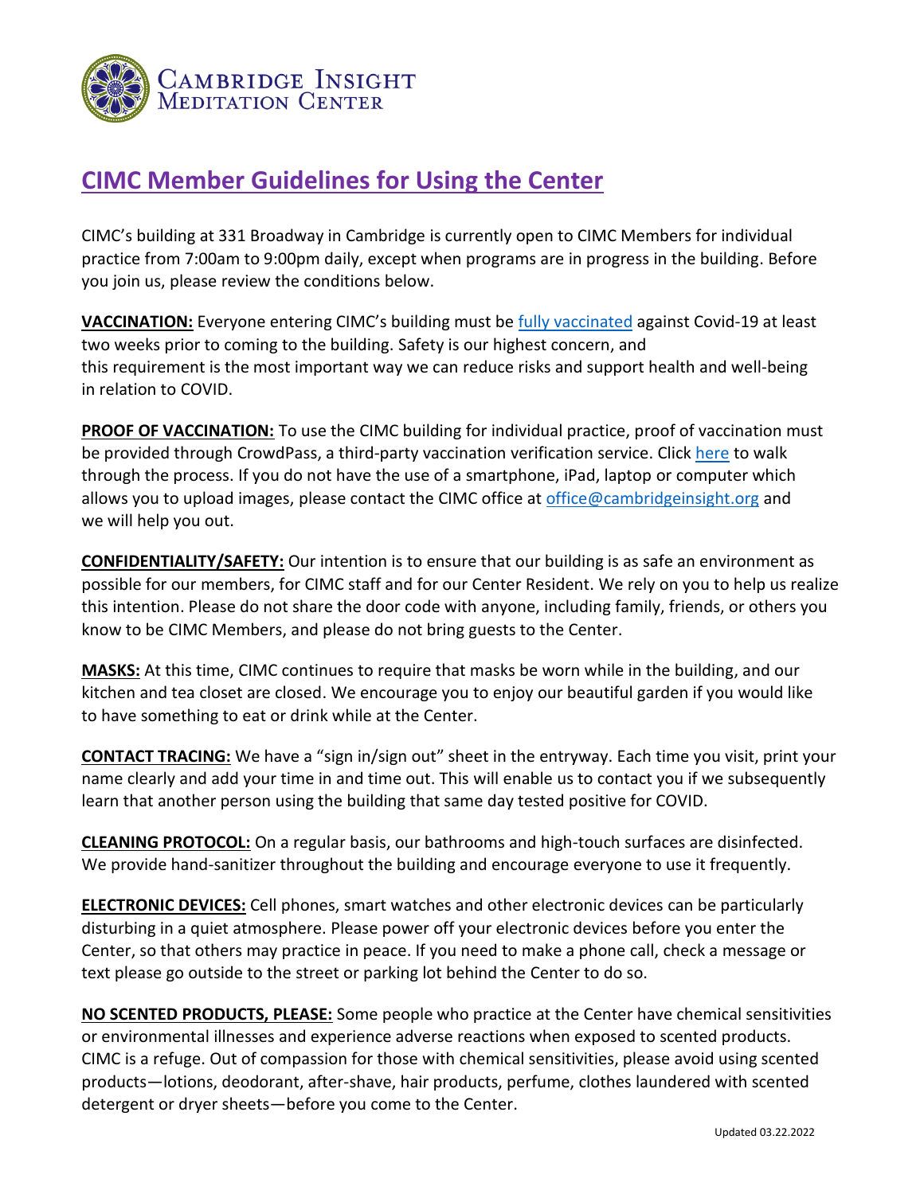Cambridge Insight Meditation Center

# CIMC Member Guidelines for Using the Center

CIMC's building at 331 Broadway in Cambridge is currently open to CIMC Members for individual practice from 7:00am to 9:00pm daily, except when programs are in progress in the building. Before you join us, please review the conditions below.

**VACCINATION:** Everyone entering CIMC's building must be fully vaccinated against Covid-19 at least two weeks prior to coming to the building. Safety is our highest concern, and this requirement is the most important way we can reduce risks and support health and well-being in relation to COVID.

**PROOF OF VACCINATION:** To use the CIMC building for individual practice, proof of vaccination must be provided through CrowdPass, a third-party vaccination verification service. Click here to walk through the process. If you do not have the use of a smartphone, iPad, laptop or computer which allows you to upload images, please contact the CIMC office at office@cambridgeinsight.org and we will help you out.

**CONFIDENTIALITY/SAFETY:** Our intention is to ensure that our building is as safe an environment as possible for our members, for CIMC staff and for our Center Resident. We rely on you to help us realize this intention. Please do not share the door code with anyone, including family, friends, or others you know to be CIMC Members, and please do not bring guests to the Center.

**MASKS:** At this time, CIMC continues to require that masks be worn while in the building, and our kitchen and tea closet are closed. We encourage you to enjoy our beautiful garden if you would like to have something to eat or drink while at the Center.

**CONTACT TRACING:** We have a "sign in/sign out" sheet in the entryway. Each time you visit, print your name clearly and add your time in and time out. This will enable us to contact you if we subsequently learn that another person using the building that same day tested positive for COVID.

**CLEANING PROTOCOL:** On a regular basis, our bathrooms and high-touch surfaces are disinfected. We provide hand-sanitizer throughout the building and encourage everyone to use it frequently.

**ELECTRONIC DEVICES:** Cell phones, smart watches and other electronic devices can be particularly disturbing in a quiet atmosphere. Please power off your electronic devices before you enter the Center, so that others may practice in peace. If you need to make a phone call, check a message or text please go outside to the street or parking lot behind the Center to do so.

**NO SCENTED PRODUCTS, PLEASE:** Some people who practice at the Center have chemical sensitivities or environmental illnesses and experience adverse reactions when exposed to scented products. CIMC is a refuge. Out of compassion for those with chemical sensitivities, please avoid using scented products—lotions, deodorant, after-shave, hair products, perfume, clothes laundered with scented detergent or dryer sheets—before you come to the Center.

Updated 03.22.2022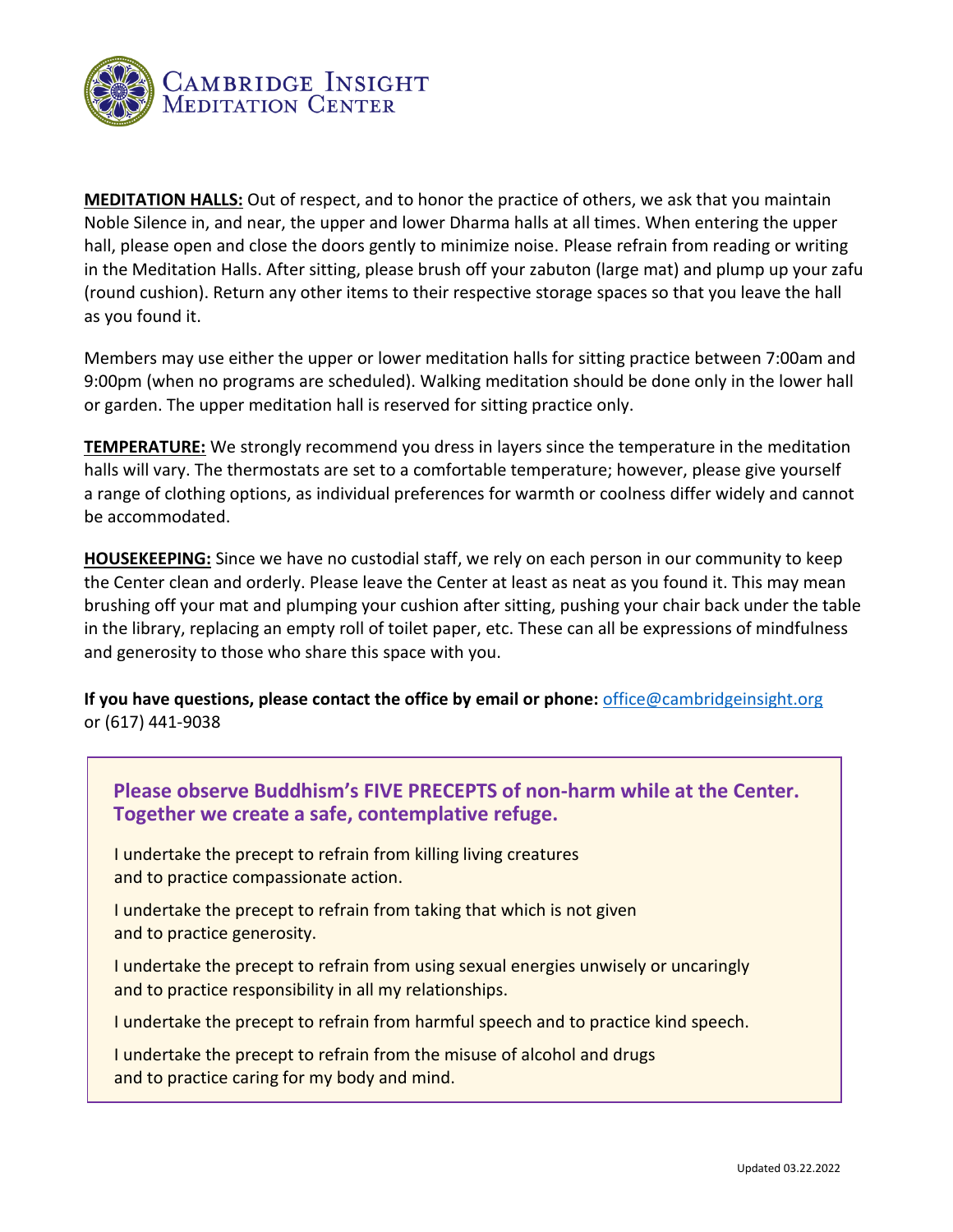**MEDITATION HALLS:** Out of respect, and to honor the practice of others, we ask that you maintain Noble Silence in, and near, the upper and lower Dharma halls at all times. When entering the upper hall, please open and close the doors gently to minimize noise. Please refrain from reading or writing in the Meditation Halls. After sitting, please brush off your zabuton (large mat) and plump up your zafu (round cushion). Return any other items to their respective storage spaces so that you leave the hall as you found it.

Members may use either the upper or lower meditation halls for sitting practice between 7:00am and 9:00pm (when no programs are scheduled). Walking meditation should be done only in the lower hall or garden. The upper meditation hall is reserved for sitting practice only.

**TEMPERATURE:** We strongly recommend you dress in layers since the temperature in the meditation halls will vary. The thermostats are set to a comfortable temperature; however, please give yourself a range of clothing options, as individual preferences for warmth or coolness differ widely and cannot be accommodated.

**HOUSEKEEPING:** Since we have no custodial staff, we rely on each person in our community to keep the Center clean and orderly. Please leave the Center at least as neat as you found it. This may mean brushing off your mat and plumping your cushion after sitting, pushing your chair back under the table in the library, replacing an empty roll of toilet paper, etc. These can all be expressions of mindfulness and generosity to those who share this space with you.

**If you have questions, please contact the office by email or phone:** office@cambridgeinsight.org or (617) 441-9038

**Please observe Buddhism's FIVE PRECEPTS of non-harm while at the Center. Together we create a safe, contemplative refuge.**

I undertake the precept to refrain from killing living creatures and to practice compassionate action.

I undertake the precept to refrain from taking that which is not given and to practice generosity.

I undertake the precept to refrain from using sexual energies unwisely or uncaringly and to practice responsibility in all my relationships.

I undertake the precept to refrain from harmful speech and to practice kind speech.

I undertake the precept to refrain from the misuse of alcohol and drugs and to practice caring for my body and mind.

Updated 03.22.2022